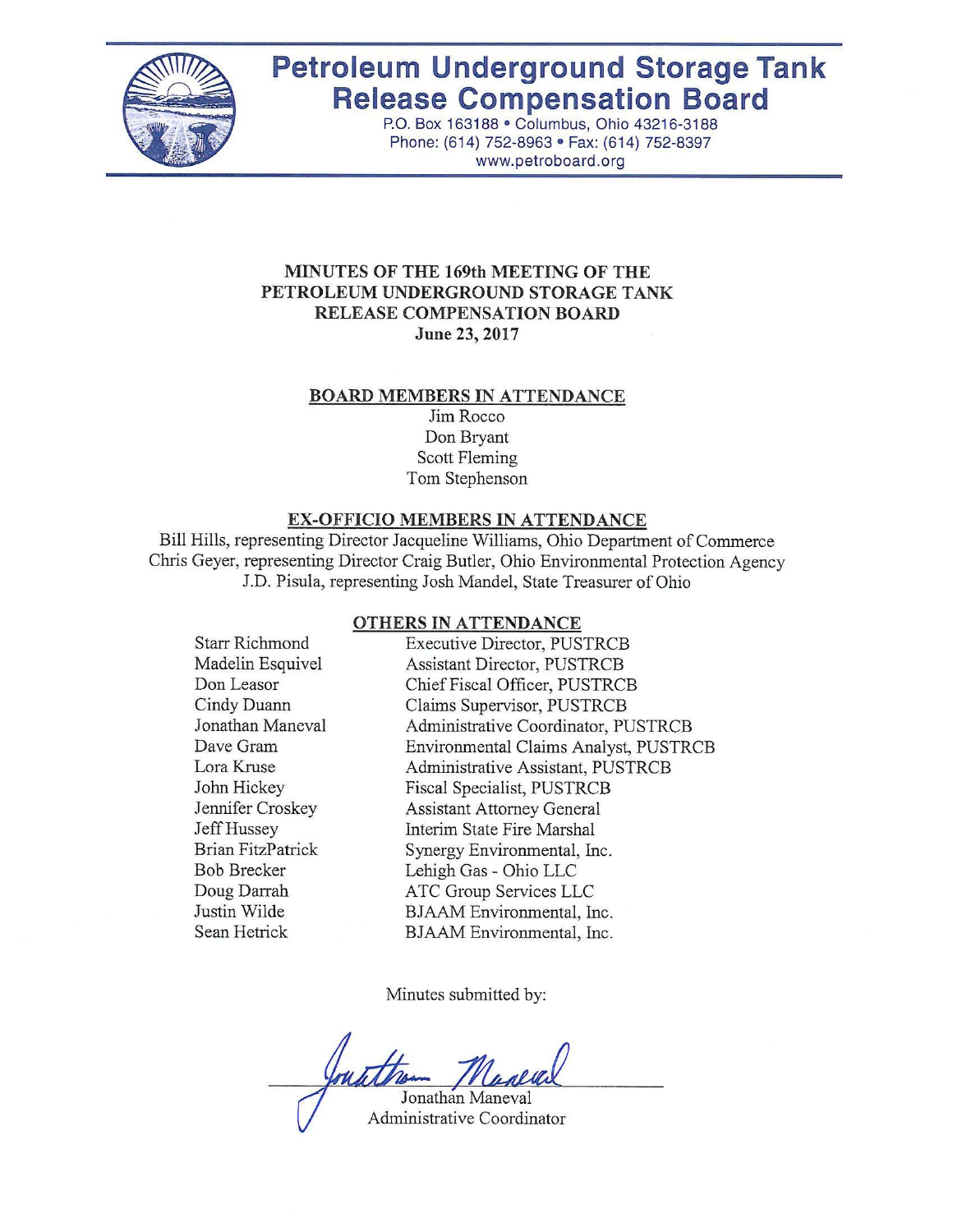# Petroleum Underground Storage Tank Release Compensation Board

P.O. Box 163188 • Columbus, Ohio 43216-3188
Phone: (614) 752-8963 • Fax: (614) 752-8397
www.petroboard.org

## MINUTES OF THE 169th MEETING OF THE PETROLEUM UNDERGROUND STORAGE TANK RELEASE COMPENSATION BOARD

**June 23, 2017**

### BOARD MEMBERS IN ATTENDANCE

Jim Rocco
Don Bryant
Scott Fleming
Tom Stephenson

### EX-OFFICIO MEMBERS IN ATTENDANCE

Bill Hills, representing Director Jacqueline Williams, Ohio Department of Commerce
Chris Geyer, representing Director Craig Butler, Ohio Environmental Protection Agency
J.D. Pisula, representing Josh Mandel, State Treasurer of Ohio

### OTHERS IN ATTENDANCE

| | |
|---|---|
| Starr Richmond | Executive Director, PUSTRCB |
| Madelin Esquivel | Assistant Director, PUSTRCB |
| Don Leasor | Chief Fiscal Officer, PUSTRCB |
| Cindy Duann | Claims Supervisor, PUSTRCB |
| Jonathan Maneval | Administrative Coordinator, PUSTRCB |
| Dave Gram | Environmental Claims Analyst, PUSTRCB |
| Lora Kruse | Administrative Assistant, PUSTRCB |
| John Hickey | Fiscal Specialist, PUSTRCB |
| Jennifer Croskey | Assistant Attorney General |
| Jeff Hussey | Interim State Fire Marshal |
| Brian FitzPatrick | Synergy Environmental, Inc. |
| Bob Brecker | Lehigh Gas - Ohio LLC |
| Doug Darrah | ATC Group Services LLC |
| Justin Wilde | BJAAM Environmental, Inc. |
| Sean Hetrick | BJAAM Environmental, Inc. |

Minutes submitted by:

Jonathan Maneval
Administrative Coordinator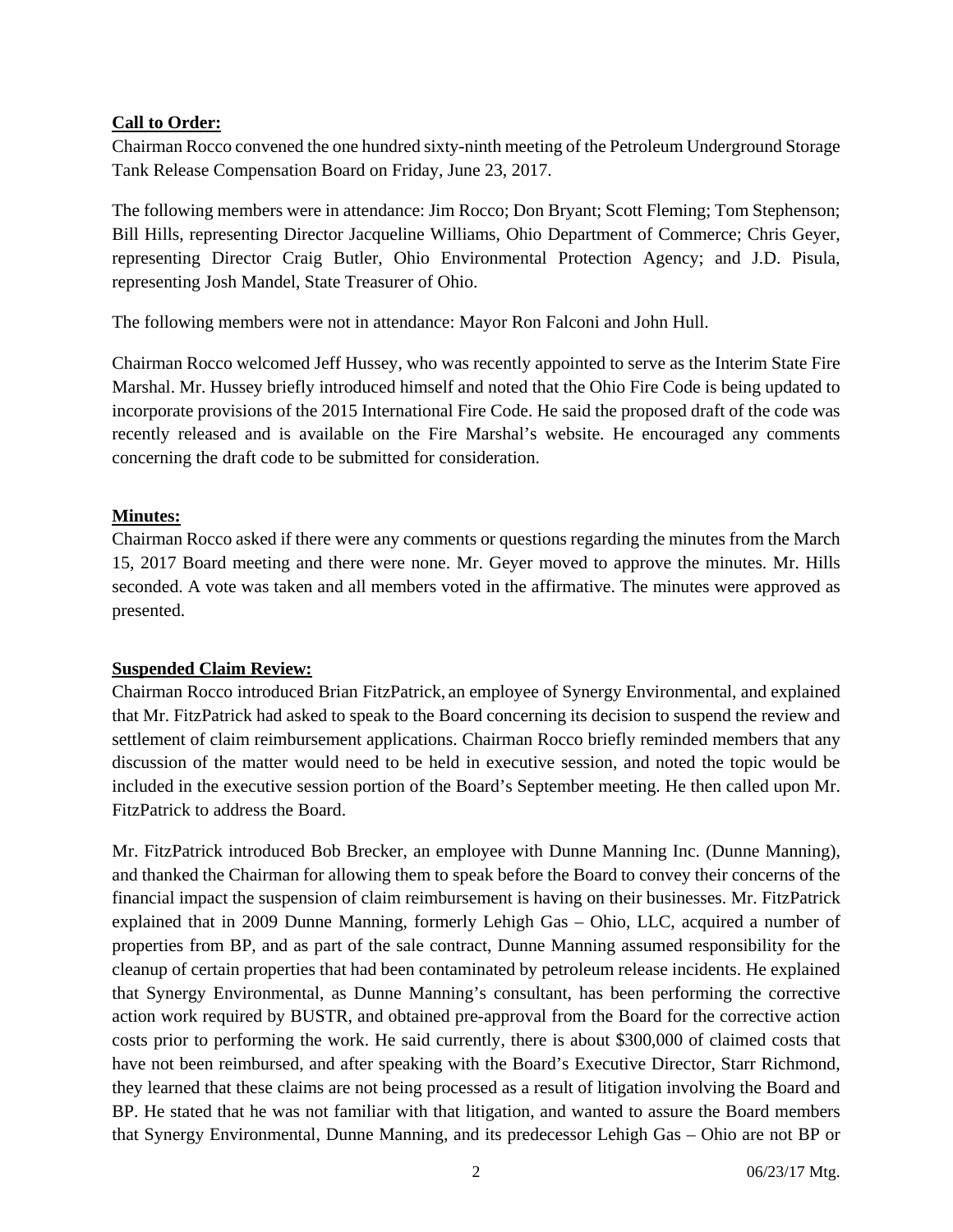**Call to Order:**

Chairman Rocco convened the one hundred sixty-ninth meeting of the Petroleum Underground Storage Tank Release Compensation Board on Friday, June 23, 2017.

The following members were in attendance: Jim Rocco; Don Bryant; Scott Fleming; Tom Stephenson; Bill Hills, representing Director Jacqueline Williams, Ohio Department of Commerce; Chris Geyer, representing Director Craig Butler, Ohio Environmental Protection Agency; and J.D. Pisula, representing Josh Mandel, State Treasurer of Ohio.

The following members were not in attendance: Mayor Ron Falconi and John Hull.

Chairman Rocco welcomed Jeff Hussey, who was recently appointed to serve as the Interim State Fire Marshal. Mr. Hussey briefly introduced himself and noted that the Ohio Fire Code is being updated to incorporate provisions of the 2015 International Fire Code. He said the proposed draft of the code was recently released and is available on the Fire Marshal's website. He encouraged any comments concerning the draft code to be submitted for consideration.

**Minutes:**

Chairman Rocco asked if there were any comments or questions regarding the minutes from the March 15, 2017 Board meeting and there were none. Mr. Geyer moved to approve the minutes. Mr. Hills seconded. A vote was taken and all members voted in the affirmative. The minutes were approved as presented.

**Suspended Claim Review:**

Chairman Rocco introduced Brian FitzPatrick, an employee of Synergy Environmental, and explained that Mr. FitzPatrick had asked to speak to the Board concerning its decision to suspend the review and settlement of claim reimbursement applications. Chairman Rocco briefly reminded members that any discussion of the matter would need to be held in executive session, and noted the topic would be included in the executive session portion of the Board's September meeting. He then called upon Mr. FitzPatrick to address the Board.

Mr. FitzPatrick introduced Bob Brecker, an employee with Dunne Manning Inc. (Dunne Manning), and thanked the Chairman for allowing them to speak before the Board to convey their concerns of the financial impact the suspension of claim reimbursement is having on their businesses. Mr. FitzPatrick explained that in 2009 Dunne Manning, formerly Lehigh Gas – Ohio, LLC, acquired a number of properties from BP, and as part of the sale contract, Dunne Manning assumed responsibility for the cleanup of certain properties that had been contaminated by petroleum release incidents. He explained that Synergy Environmental, as Dunne Manning's consultant, has been performing the corrective action work required by BUSTR, and obtained pre-approval from the Board for the corrective action costs prior to performing the work. He said currently, there is about $300,000 of claimed costs that have not been reimbursed, and after speaking with the Board's Executive Director, Starr Richmond, they learned that these claims are not being processed as a result of litigation involving the Board and BP. He stated that he was not familiar with that litigation, and wanted to assure the Board members that Synergy Environmental, Dunne Manning, and its predecessor Lehigh Gas – Ohio are not BP or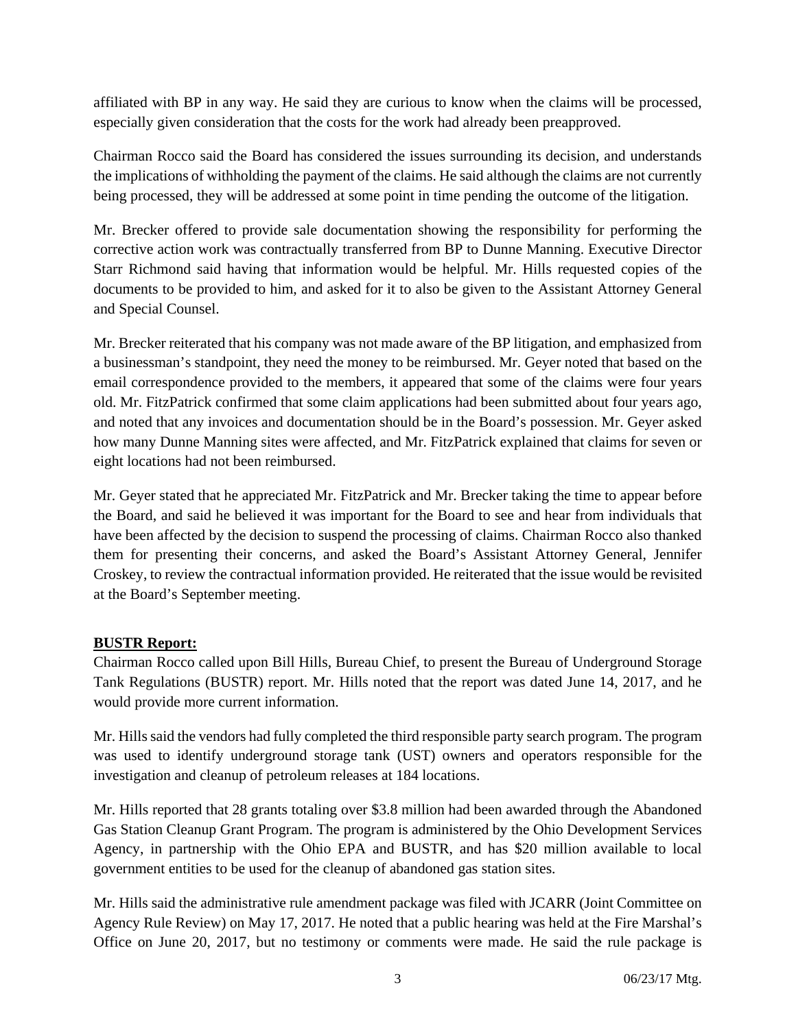affiliated with BP in any way. He said they are curious to know when the claims will be processed, especially given consideration that the costs for the work had already been preapproved.

Chairman Rocco said the Board has considered the issues surrounding its decision, and understands the implications of withholding the payment of the claims. He said although the claims are not currently being processed, they will be addressed at some point in time pending the outcome of the litigation.

Mr. Brecker offered to provide sale documentation showing the responsibility for performing the corrective action work was contractually transferred from BP to Dunne Manning. Executive Director Starr Richmond said having that information would be helpful. Mr. Hills requested copies of the documents to be provided to him, and asked for it to also be given to the Assistant Attorney General and Special Counsel.

Mr. Brecker reiterated that his company was not made aware of the BP litigation, and emphasized from a businessman's standpoint, they need the money to be reimbursed. Mr. Geyer noted that based on the email correspondence provided to the members, it appeared that some of the claims were four years old. Mr. FitzPatrick confirmed that some claim applications had been submitted about four years ago, and noted that any invoices and documentation should be in the Board's possession. Mr. Geyer asked how many Dunne Manning sites were affected, and Mr. FitzPatrick explained that claims for seven or eight locations had not been reimbursed.

Mr. Geyer stated that he appreciated Mr. FitzPatrick and Mr. Brecker taking the time to appear before the Board, and said he believed it was important for the Board to see and hear from individuals that have been affected by the decision to suspend the processing of claims. Chairman Rocco also thanked them for presenting their concerns, and asked the Board's Assistant Attorney General, Jennifer Croskey, to review the contractual information provided. He reiterated that the issue would be revisited at the Board's September meeting.

**BUSTR Report:**

Chairman Rocco called upon Bill Hills, Bureau Chief, to present the Bureau of Underground Storage Tank Regulations (BUSTR) report. Mr. Hills noted that the report was dated June 14, 2017, and he would provide more current information.

Mr. Hills said the vendors had fully completed the third responsible party search program. The program was used to identify underground storage tank (UST) owners and operators responsible for the investigation and cleanup of petroleum releases at 184 locations.

Mr. Hills reported that 28 grants totaling over \$3.8 million had been awarded through the Abandoned Gas Station Cleanup Grant Program. The program is administered by the Ohio Development Services Agency, in partnership with the Ohio EPA and BUSTR, and has \$20 million available to local government entities to be used for the cleanup of abandoned gas station sites.

Mr. Hills said the administrative rule amendment package was filed with JCARR (Joint Committee on Agency Rule Review) on May 17, 2017. He noted that a public hearing was held at the Fire Marshal's Office on June 20, 2017, but no testimony or comments were made. He said the rule package is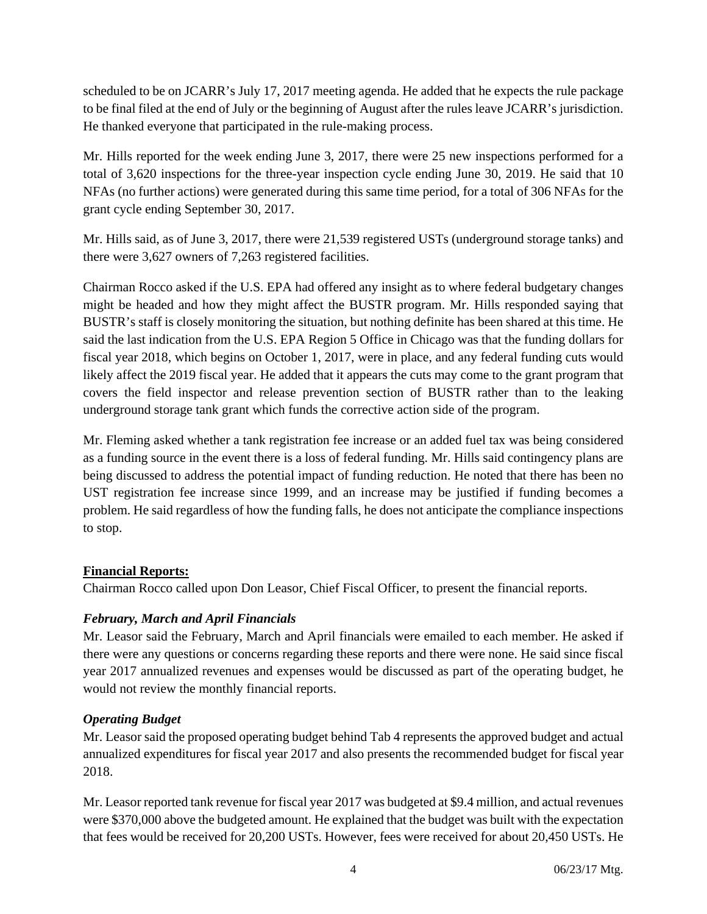scheduled to be on JCARR's July 17, 2017 meeting agenda. He added that he expects the rule package to be final filed at the end of July or the beginning of August after the rules leave JCARR's jurisdiction. He thanked everyone that participated in the rule-making process.

Mr. Hills reported for the week ending June 3, 2017, there were 25 new inspections performed for a total of 3,620 inspections for the three-year inspection cycle ending June 30, 2019. He said that 10 NFAs (no further actions) were generated during this same time period, for a total of 306 NFAs for the grant cycle ending September 30, 2017.

Mr. Hills said, as of June 3, 2017, there were 21,539 registered USTs (underground storage tanks) and there were 3,627 owners of 7,263 registered facilities.

Chairman Rocco asked if the U.S. EPA had offered any insight as to where federal budgetary changes might be headed and how they might affect the BUSTR program. Mr. Hills responded saying that BUSTR's staff is closely monitoring the situation, but nothing definite has been shared at this time. He said the last indication from the U.S. EPA Region 5 Office in Chicago was that the funding dollars for fiscal year 2018, which begins on October 1, 2017, were in place, and any federal funding cuts would likely affect the 2019 fiscal year. He added that it appears the cuts may come to the grant program that covers the field inspector and release prevention section of BUSTR rather than to the leaking underground storage tank grant which funds the corrective action side of the program.

Mr. Fleming asked whether a tank registration fee increase or an added fuel tax was being considered as a funding source in the event there is a loss of federal funding. Mr. Hills said contingency plans are being discussed to address the potential impact of funding reduction. He noted that there has been no UST registration fee increase since 1999, and an increase may be justified if funding becomes a problem. He said regardless of how the funding falls, he does not anticipate the compliance inspections to stop.

**Financial Reports:**

Chairman Rocco called upon Don Leasor, Chief Fiscal Officer, to present the financial reports.

***February, March and April Financials***

Mr. Leasor said the February, March and April financials were emailed to each member. He asked if there were any questions or concerns regarding these reports and there were none. He said since fiscal year 2017 annualized revenues and expenses would be discussed as part of the operating budget, he would not review the monthly financial reports.

***Operating Budget***

Mr. Leasor said the proposed operating budget behind Tab 4 represents the approved budget and actual annualized expenditures for fiscal year 2017 and also presents the recommended budget for fiscal year 2018.

Mr. Leasor reported tank revenue for fiscal year 2017 was budgeted at $9.4 million, and actual revenues were $370,000 above the budgeted amount. He explained that the budget was built with the expectation that fees would be received for 20,200 USTs. However, fees were received for about 20,450 USTs. He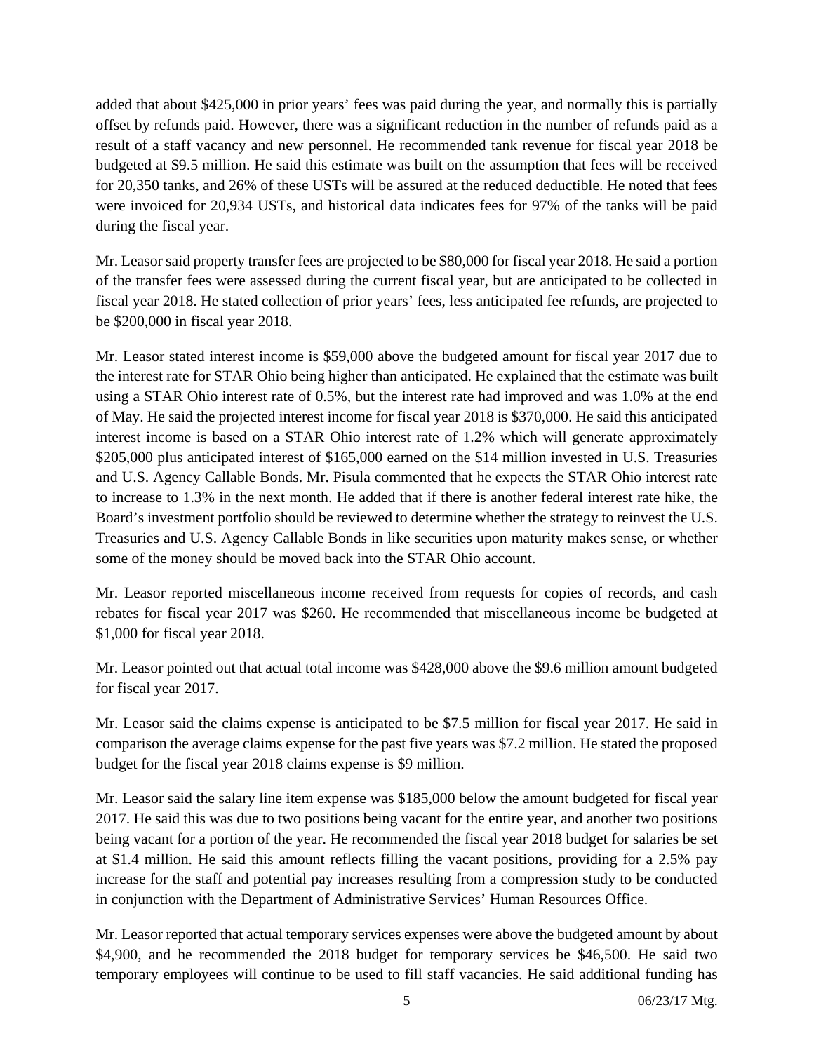added that about $425,000 in prior years' fees was paid during the year, and normally this is partially offset by refunds paid. However, there was a significant reduction in the number of refunds paid as a result of a staff vacancy and new personnel. He recommended tank revenue for fiscal year 2018 be budgeted at $9.5 million. He said this estimate was built on the assumption that fees will be received for 20,350 tanks, and 26% of these USTs will be assured at the reduced deductible. He noted that fees were invoiced for 20,934 USTs, and historical data indicates fees for 97% of the tanks will be paid during the fiscal year.

Mr. Leasor said property transfer fees are projected to be $80,000 for fiscal year 2018. He said a portion of the transfer fees were assessed during the current fiscal year, but are anticipated to be collected in fiscal year 2018. He stated collection of prior years' fees, less anticipated fee refunds, are projected to be $200,000 in fiscal year 2018.

Mr. Leasor stated interest income is $59,000 above the budgeted amount for fiscal year 2017 due to the interest rate for STAR Ohio being higher than anticipated. He explained that the estimate was built using a STAR Ohio interest rate of 0.5%, but the interest rate had improved and was 1.0% at the end of May. He said the projected interest income for fiscal year 2018 is $370,000. He said this anticipated interest income is based on a STAR Ohio interest rate of 1.2% which will generate approximately $205,000 plus anticipated interest of $165,000 earned on the $14 million invested in U.S. Treasuries and U.S. Agency Callable Bonds. Mr. Pisula commented that he expects the STAR Ohio interest rate to increase to 1.3% in the next month. He added that if there is another federal interest rate hike, the Board's investment portfolio should be reviewed to determine whether the strategy to reinvest the U.S. Treasuries and U.S. Agency Callable Bonds in like securities upon maturity makes sense, or whether some of the money should be moved back into the STAR Ohio account.

Mr. Leasor reported miscellaneous income received from requests for copies of records, and cash rebates for fiscal year 2017 was $260. He recommended that miscellaneous income be budgeted at $1,000 for fiscal year 2018.

Mr. Leasor pointed out that actual total income was $428,000 above the $9.6 million amount budgeted for fiscal year 2017.

Mr. Leasor said the claims expense is anticipated to be $7.5 million for fiscal year 2017. He said in comparison the average claims expense for the past five years was $7.2 million. He stated the proposed budget for the fiscal year 2018 claims expense is $9 million.

Mr. Leasor said the salary line item expense was $185,000 below the amount budgeted for fiscal year 2017. He said this was due to two positions being vacant for the entire year, and another two positions being vacant for a portion of the year. He recommended the fiscal year 2018 budget for salaries be set at $1.4 million. He said this amount reflects filling the vacant positions, providing for a 2.5% pay increase for the staff and potential pay increases resulting from a compression study to be conducted in conjunction with the Department of Administrative Services' Human Resources Office.

Mr. Leasor reported that actual temporary services expenses were above the budgeted amount by about $4,900, and he recommended the 2018 budget for temporary services be $46,500. He said two temporary employees will continue to be used to fill staff vacancies. He said additional funding has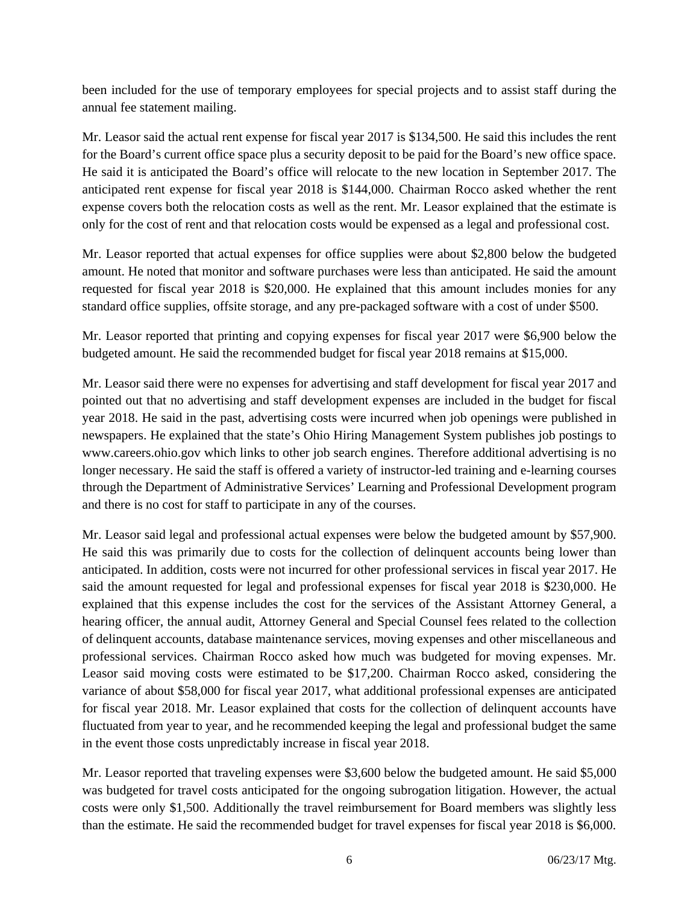been included for the use of temporary employees for special projects and to assist staff during the annual fee statement mailing.

Mr. Leasor said the actual rent expense for fiscal year 2017 is $134,500. He said this includes the rent for the Board's current office space plus a security deposit to be paid for the Board's new office space. He said it is anticipated the Board's office will relocate to the new location in September 2017. The anticipated rent expense for fiscal year 2018 is $144,000. Chairman Rocco asked whether the rent expense covers both the relocation costs as well as the rent. Mr. Leasor explained that the estimate is only for the cost of rent and that relocation costs would be expensed as a legal and professional cost.

Mr. Leasor reported that actual expenses for office supplies were about $2,800 below the budgeted amount. He noted that monitor and software purchases were less than anticipated. He said the amount requested for fiscal year 2018 is $20,000. He explained that this amount includes monies for any standard office supplies, offsite storage, and any pre-packaged software with a cost of under $500.

Mr. Leasor reported that printing and copying expenses for fiscal year 2017 were $6,900 below the budgeted amount. He said the recommended budget for fiscal year 2018 remains at $15,000.

Mr. Leasor said there were no expenses for advertising and staff development for fiscal year 2017 and pointed out that no advertising and staff development expenses are included in the budget for fiscal year 2018. He said in the past, advertising costs were incurred when job openings were published in newspapers. He explained that the state's Ohio Hiring Management System publishes job postings to www.careers.ohio.gov which links to other job search engines. Therefore additional advertising is no longer necessary. He said the staff is offered a variety of instructor-led training and e-learning courses through the Department of Administrative Services' Learning and Professional Development program and there is no cost for staff to participate in any of the courses.

Mr. Leasor said legal and professional actual expenses were below the budgeted amount by $57,900. He said this was primarily due to costs for the collection of delinquent accounts being lower than anticipated. In addition, costs were not incurred for other professional services in fiscal year 2017. He said the amount requested for legal and professional expenses for fiscal year 2018 is $230,000. He explained that this expense includes the cost for the services of the Assistant Attorney General, a hearing officer, the annual audit, Attorney General and Special Counsel fees related to the collection of delinquent accounts, database maintenance services, moving expenses and other miscellaneous and professional services. Chairman Rocco asked how much was budgeted for moving expenses. Mr. Leasor said moving costs were estimated to be $17,200. Chairman Rocco asked, considering the variance of about $58,000 for fiscal year 2017, what additional professional expenses are anticipated for fiscal year 2018. Mr. Leasor explained that costs for the collection of delinquent accounts have fluctuated from year to year, and he recommended keeping the legal and professional budget the same in the event those costs unpredictably increase in fiscal year 2018.

Mr. Leasor reported that traveling expenses were $3,600 below the budgeted amount. He said $5,000 was budgeted for travel costs anticipated for the ongoing subrogation litigation. However, the actual costs were only $1,500. Additionally the travel reimbursement for Board members was slightly less than the estimate. He said the recommended budget for travel expenses for fiscal year 2018 is $6,000.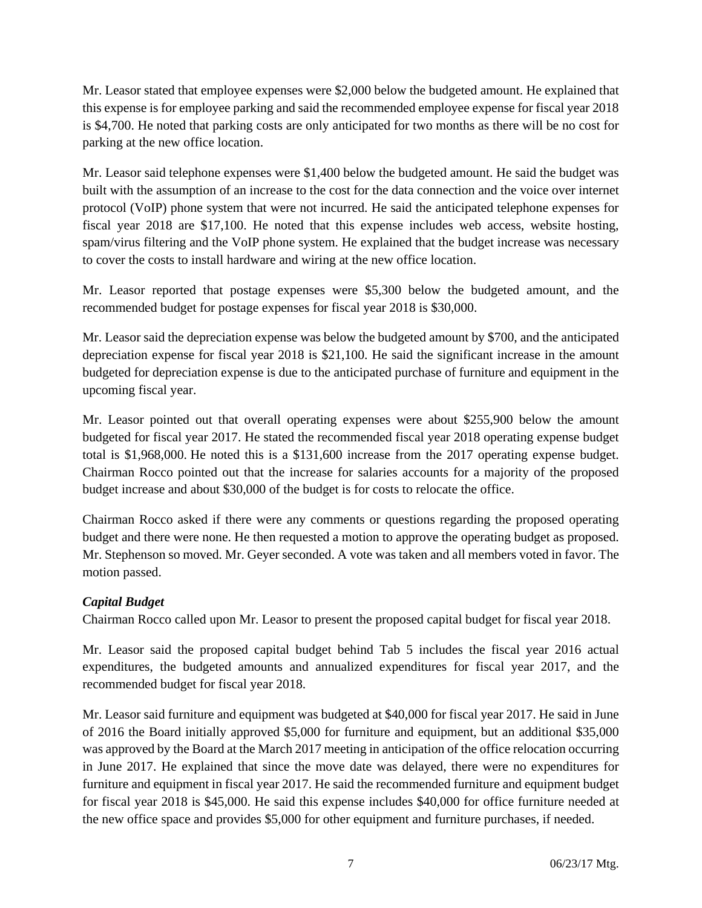Mr. Leasor stated that employee expenses were $2,000 below the budgeted amount. He explained that this expense is for employee parking and said the recommended employee expense for fiscal year 2018 is $4,700. He noted that parking costs are only anticipated for two months as there will be no cost for parking at the new office location.

Mr. Leasor said telephone expenses were $1,400 below the budgeted amount. He said the budget was built with the assumption of an increase to the cost for the data connection and the voice over internet protocol (VoIP) phone system that were not incurred. He said the anticipated telephone expenses for fiscal year 2018 are $17,100. He noted that this expense includes web access, website hosting, spam/virus filtering and the VoIP phone system. He explained that the budget increase was necessary to cover the costs to install hardware and wiring at the new office location.

Mr. Leasor reported that postage expenses were $5,300 below the budgeted amount, and the recommended budget for postage expenses for fiscal year 2018 is $30,000.

Mr. Leasor said the depreciation expense was below the budgeted amount by $700, and the anticipated depreciation expense for fiscal year 2018 is $21,100. He said the significant increase in the amount budgeted for depreciation expense is due to the anticipated purchase of furniture and equipment in the upcoming fiscal year.

Mr. Leasor pointed out that overall operating expenses were about $255,900 below the amount budgeted for fiscal year 2017. He stated the recommended fiscal year 2018 operating expense budget total is $1,968,000. He noted this is a $131,600 increase from the 2017 operating expense budget. Chairman Rocco pointed out that the increase for salaries accounts for a majority of the proposed budget increase and about $30,000 of the budget is for costs to relocate the office.

Chairman Rocco asked if there were any comments or questions regarding the proposed operating budget and there were none. He then requested a motion to approve the operating budget as proposed. Mr. Stephenson so moved. Mr. Geyer seconded. A vote was taken and all members voted in favor. The motion passed.

***Capital Budget***

Chairman Rocco called upon Mr. Leasor to present the proposed capital budget for fiscal year 2018.

Mr. Leasor said the proposed capital budget behind Tab 5 includes the fiscal year 2016 actual expenditures, the budgeted amounts and annualized expenditures for fiscal year 2017, and the recommended budget for fiscal year 2018.

Mr. Leasor said furniture and equipment was budgeted at $40,000 for fiscal year 2017. He said in June of 2016 the Board initially approved $5,000 for furniture and equipment, but an additional $35,000 was approved by the Board at the March 2017 meeting in anticipation of the office relocation occurring in June 2017. He explained that since the move date was delayed, there were no expenditures for furniture and equipment in fiscal year 2017. He said the recommended furniture and equipment budget for fiscal year 2018 is $45,000. He said this expense includes $40,000 for office furniture needed at the new office space and provides $5,000 for other equipment and furniture purchases, if needed.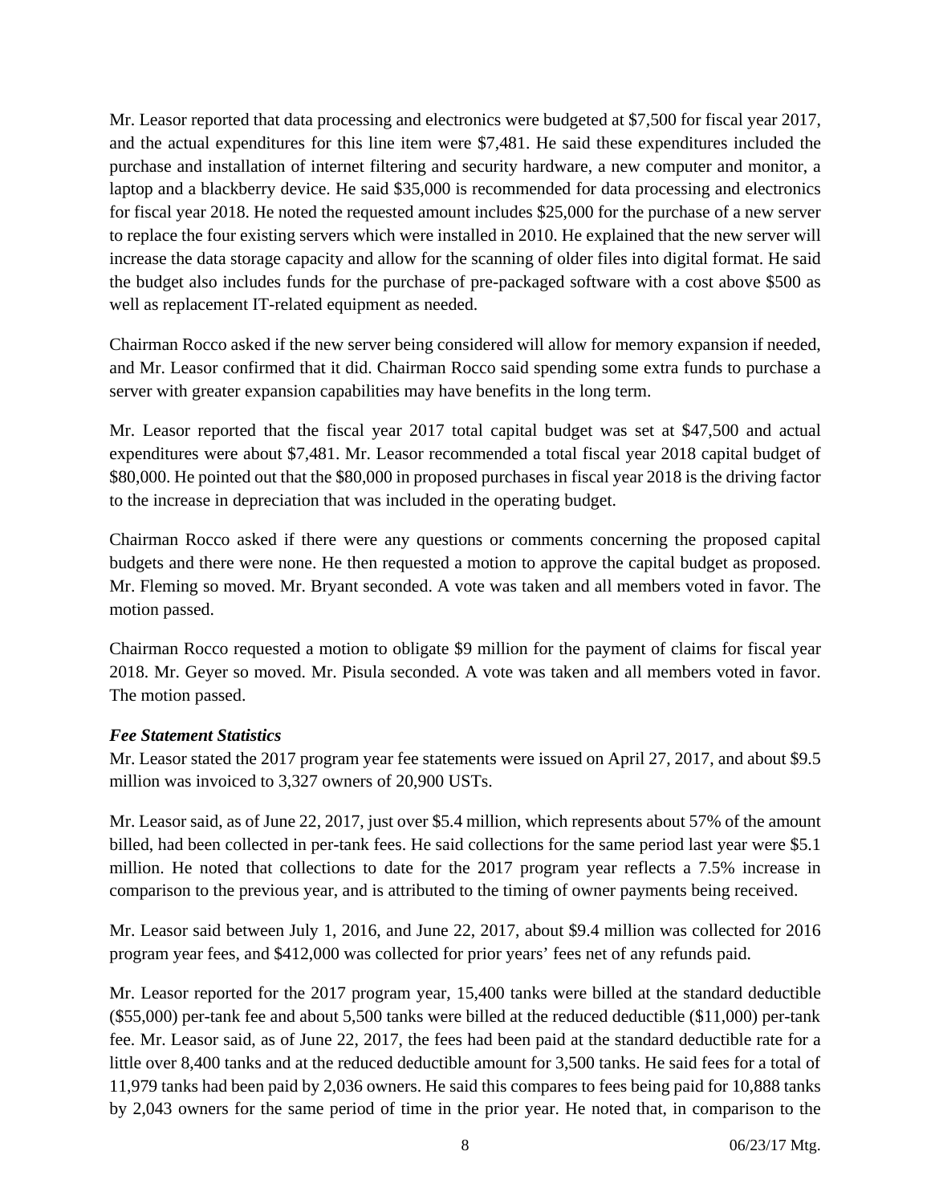Mr. Leasor reported that data processing and electronics were budgeted at $7,500 for fiscal year 2017, and the actual expenditures for this line item were $7,481. He said these expenditures included the purchase and installation of internet filtering and security hardware, a new computer and monitor, a laptop and a blackberry device. He said $35,000 is recommended for data processing and electronics for fiscal year 2018. He noted the requested amount includes $25,000 for the purchase of a new server to replace the four existing servers which were installed in 2010. He explained that the new server will increase the data storage capacity and allow for the scanning of older files into digital format. He said the budget also includes funds for the purchase of pre-packaged software with a cost above $500 as well as replacement IT-related equipment as needed.

Chairman Rocco asked if the new server being considered will allow for memory expansion if needed, and Mr. Leasor confirmed that it did. Chairman Rocco said spending some extra funds to purchase a server with greater expansion capabilities may have benefits in the long term.

Mr. Leasor reported that the fiscal year 2017 total capital budget was set at $47,500 and actual expenditures were about $7,481. Mr. Leasor recommended a total fiscal year 2018 capital budget of $80,000. He pointed out that the $80,000 in proposed purchases in fiscal year 2018 is the driving factor to the increase in depreciation that was included in the operating budget.

Chairman Rocco asked if there were any questions or comments concerning the proposed capital budgets and there were none. He then requested a motion to approve the capital budget as proposed. Mr. Fleming so moved. Mr. Bryant seconded. A vote was taken and all members voted in favor. The motion passed.

Chairman Rocco requested a motion to obligate $9 million for the payment of claims for fiscal year 2018. Mr. Geyer so moved. Mr. Pisula seconded. A vote was taken and all members voted in favor. The motion passed.

***Fee Statement Statistics***

Mr. Leasor stated the 2017 program year fee statements were issued on April 27, 2017, and about $9.5 million was invoiced to 3,327 owners of 20,900 USTs.

Mr. Leasor said, as of June 22, 2017, just over $5.4 million, which represents about 57% of the amount billed, had been collected in per-tank fees. He said collections for the same period last year were $5.1 million. He noted that collections to date for the 2017 program year reflects a 7.5% increase in comparison to the previous year, and is attributed to the timing of owner payments being received.

Mr. Leasor said between July 1, 2016, and June 22, 2017, about $9.4 million was collected for 2016 program year fees, and $412,000 was collected for prior years' fees net of any refunds paid.

Mr. Leasor reported for the 2017 program year, 15,400 tanks were billed at the standard deductible ($55,000) per-tank fee and about 5,500 tanks were billed at the reduced deductible ($11,000) per-tank fee. Mr. Leasor said, as of June 22, 2017, the fees had been paid at the standard deductible rate for a little over 8,400 tanks and at the reduced deductible amount for 3,500 tanks. He said fees for a total of 11,979 tanks had been paid by 2,036 owners. He said this compares to fees being paid for 10,888 tanks by 2,043 owners for the same period of time in the prior year. He noted that, in comparison to the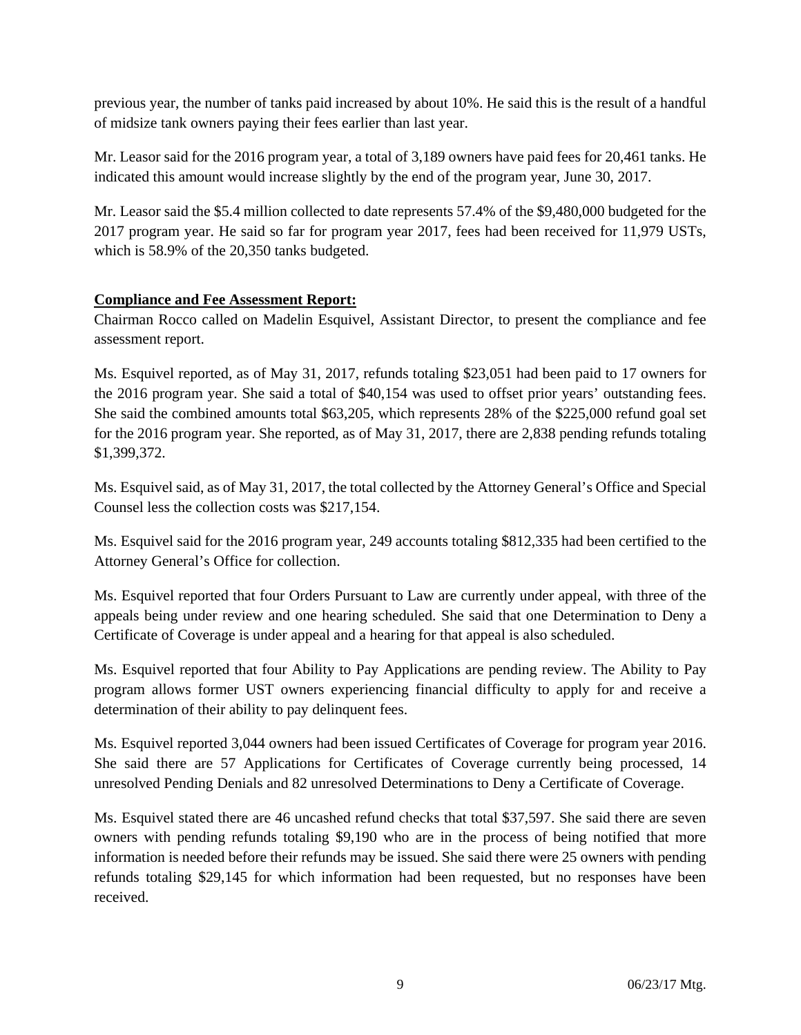previous year, the number of tanks paid increased by about 10%. He said this is the result of a handful of midsize tank owners paying their fees earlier than last year.

Mr. Leasor said for the 2016 program year, a total of 3,189 owners have paid fees for 20,461 tanks. He indicated this amount would increase slightly by the end of the program year, June 30, 2017.

Mr. Leasor said the $5.4 million collected to date represents 57.4% of the $9,480,000 budgeted for the 2017 program year. He said so far for program year 2017, fees had been received for 11,979 USTs, which is 58.9% of the 20,350 tanks budgeted.

**Compliance and Fee Assessment Report:**

Chairman Rocco called on Madelin Esquivel, Assistant Director, to present the compliance and fee assessment report.

Ms. Esquivel reported, as of May 31, 2017, refunds totaling $23,051 had been paid to 17 owners for the 2016 program year. She said a total of $40,154 was used to offset prior years' outstanding fees. She said the combined amounts total $63,205, which represents 28% of the $225,000 refund goal set for the 2016 program year. She reported, as of May 31, 2017, there are 2,838 pending refunds totaling $1,399,372.

Ms. Esquivel said, as of May 31, 2017, the total collected by the Attorney General's Office and Special Counsel less the collection costs was $217,154.

Ms. Esquivel said for the 2016 program year, 249 accounts totaling $812,335 had been certified to the Attorney General's Office for collection.

Ms. Esquivel reported that four Orders Pursuant to Law are currently under appeal, with three of the appeals being under review and one hearing scheduled. She said that one Determination to Deny a Certificate of Coverage is under appeal and a hearing for that appeal is also scheduled.

Ms. Esquivel reported that four Ability to Pay Applications are pending review. The Ability to Pay program allows former UST owners experiencing financial difficulty to apply for and receive a determination of their ability to pay delinquent fees.

Ms. Esquivel reported 3,044 owners had been issued Certificates of Coverage for program year 2016. She said there are 57 Applications for Certificates of Coverage currently being processed, 14 unresolved Pending Denials and 82 unresolved Determinations to Deny a Certificate of Coverage.

Ms. Esquivel stated there are 46 uncashed refund checks that total $37,597. She said there are seven owners with pending refunds totaling $9,190 who are in the process of being notified that more information is needed before their refunds may be issued. She said there were 25 owners with pending refunds totaling $29,145 for which information had been requested, but no responses have been received.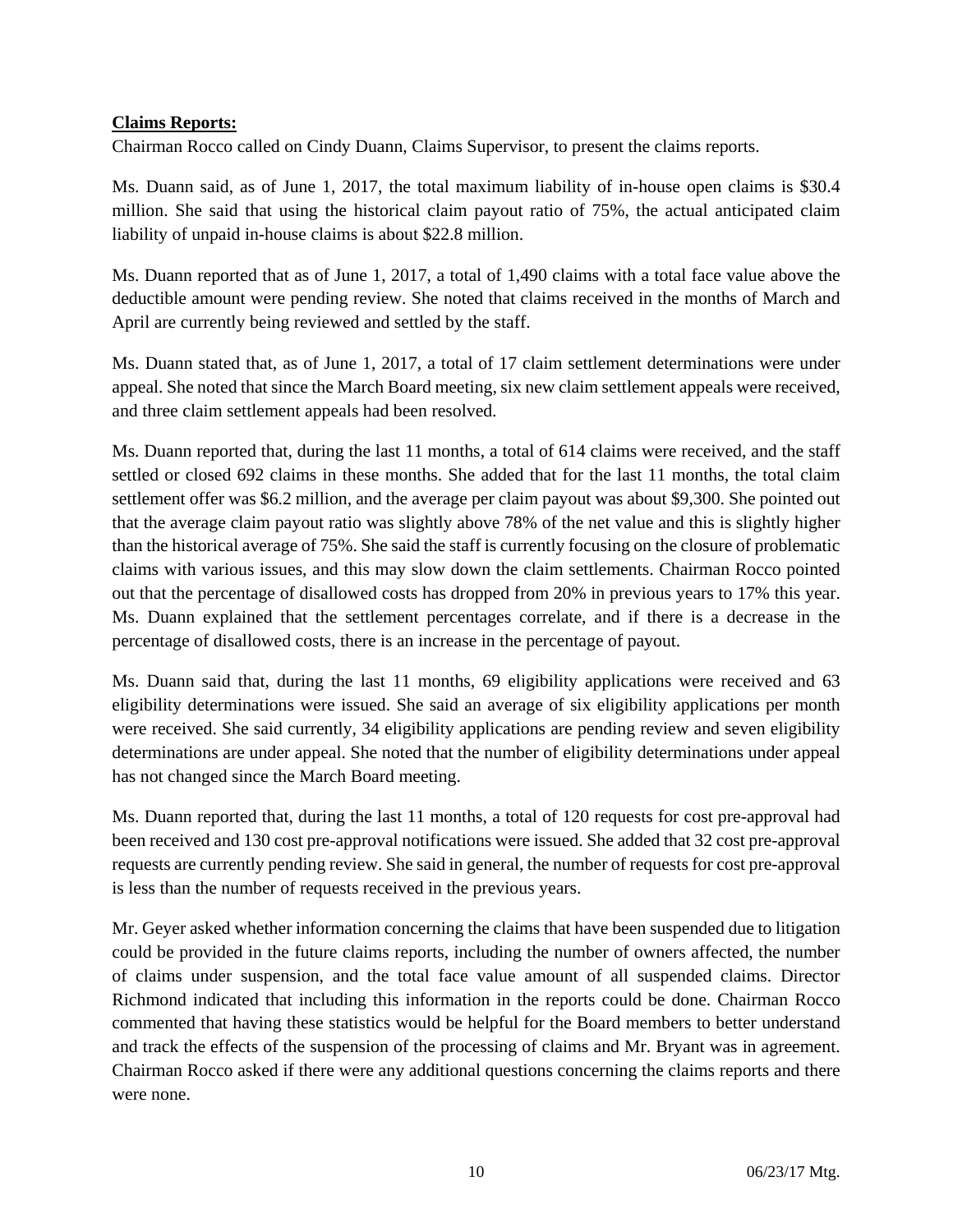**Claims Reports:**

Chairman Rocco called on Cindy Duann, Claims Supervisor, to present the claims reports.

Ms. Duann said, as of June 1, 2017, the total maximum liability of in-house open claims is $30.4 million. She said that using the historical claim payout ratio of 75%, the actual anticipated claim liability of unpaid in-house claims is about $22.8 million.

Ms. Duann reported that as of June 1, 2017, a total of 1,490 claims with a total face value above the deductible amount were pending review. She noted that claims received in the months of March and April are currently being reviewed and settled by the staff.

Ms. Duann stated that, as of June 1, 2017, a total of 17 claim settlement determinations were under appeal. She noted that since the March Board meeting, six new claim settlement appeals were received, and three claim settlement appeals had been resolved.

Ms. Duann reported that, during the last 11 months, a total of 614 claims were received, and the staff settled or closed 692 claims in these months. She added that for the last 11 months, the total claim settlement offer was $6.2 million, and the average per claim payout was about $9,300. She pointed out that the average claim payout ratio was slightly above 78% of the net value and this is slightly higher than the historical average of 75%. She said the staff is currently focusing on the closure of problematic claims with various issues, and this may slow down the claim settlements. Chairman Rocco pointed out that the percentage of disallowed costs has dropped from 20% in previous years to 17% this year. Ms. Duann explained that the settlement percentages correlate, and if there is a decrease in the percentage of disallowed costs, there is an increase in the percentage of payout.

Ms. Duann said that, during the last 11 months, 69 eligibility applications were received and 63 eligibility determinations were issued. She said an average of six eligibility applications per month were received. She said currently, 34 eligibility applications are pending review and seven eligibility determinations are under appeal. She noted that the number of eligibility determinations under appeal has not changed since the March Board meeting.

Ms. Duann reported that, during the last 11 months, a total of 120 requests for cost pre-approval had been received and 130 cost pre-approval notifications were issued. She added that 32 cost pre-approval requests are currently pending review. She said in general, the number of requests for cost pre-approval is less than the number of requests received in the previous years.

Mr. Geyer asked whether information concerning the claims that have been suspended due to litigation could be provided in the future claims reports, including the number of owners affected, the number of claims under suspension, and the total face value amount of all suspended claims. Director Richmond indicated that including this information in the reports could be done. Chairman Rocco commented that having these statistics would be helpful for the Board members to better understand and track the effects of the suspension of the processing of claims and Mr. Bryant was in agreement. Chairman Rocco asked if there were any additional questions concerning the claims reports and there were none.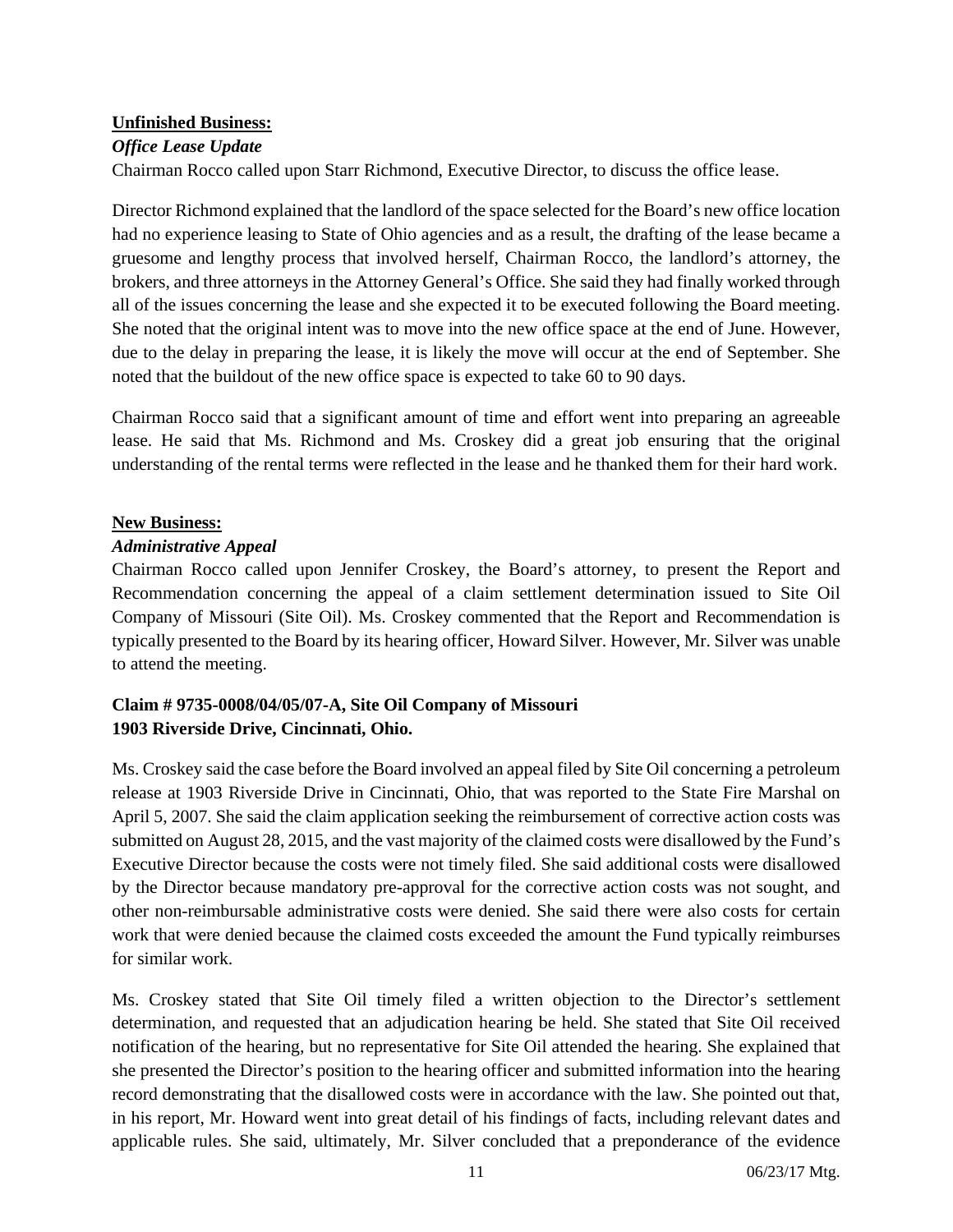**Unfinished Business:**

***Office Lease Update***

Chairman Rocco called upon Starr Richmond, Executive Director, to discuss the office lease.

Director Richmond explained that the landlord of the space selected for the Board's new office location had no experience leasing to State of Ohio agencies and as a result, the drafting of the lease became a gruesome and lengthy process that involved herself, Chairman Rocco, the landlord's attorney, the brokers, and three attorneys in the Attorney General's Office. She said they had finally worked through all of the issues concerning the lease and she expected it to be executed following the Board meeting. She noted that the original intent was to move into the new office space at the end of June. However, due to the delay in preparing the lease, it is likely the move will occur at the end of September. She noted that the buildout of the new office space is expected to take 60 to 90 days.

Chairman Rocco said that a significant amount of time and effort went into preparing an agreeable lease. He said that Ms. Richmond and Ms. Croskey did a great job ensuring that the original understanding of the rental terms were reflected in the lease and he thanked them for their hard work.

**New Business:**

***Administrative Appeal***

Chairman Rocco called upon Jennifer Croskey, the Board's attorney, to present the Report and Recommendation concerning the appeal of a claim settlement determination issued to Site Oil Company of Missouri (Site Oil). Ms. Croskey commented that the Report and Recommendation is typically presented to the Board by its hearing officer, Howard Silver. However, Mr. Silver was unable to attend the meeting.

**Claim # 9735-0008/04/05/07-A, Site Oil Company of Missouri**
**1903 Riverside Drive, Cincinnati, Ohio.**

Ms. Croskey said the case before the Board involved an appeal filed by Site Oil concerning a petroleum release at 1903 Riverside Drive in Cincinnati, Ohio, that was reported to the State Fire Marshal on April 5, 2007. She said the claim application seeking the reimbursement of corrective action costs was submitted on August 28, 2015, and the vast majority of the claimed costs were disallowed by the Fund's Executive Director because the costs were not timely filed. She said additional costs were disallowed by the Director because mandatory pre-approval for the corrective action costs was not sought, and other non-reimbursable administrative costs were denied. She said there were also costs for certain work that were denied because the claimed costs exceeded the amount the Fund typically reimburses for similar work.

Ms. Croskey stated that Site Oil timely filed a written objection to the Director's settlement determination, and requested that an adjudication hearing be held. She stated that Site Oil received notification of the hearing, but no representative for Site Oil attended the hearing. She explained that she presented the Director's position to the hearing officer and submitted information into the hearing record demonstrating that the disallowed costs were in accordance with the law. She pointed out that, in his report, Mr. Howard went into great detail of his findings of facts, including relevant dates and applicable rules. She said, ultimately, Mr. Silver concluded that a preponderance of the evidence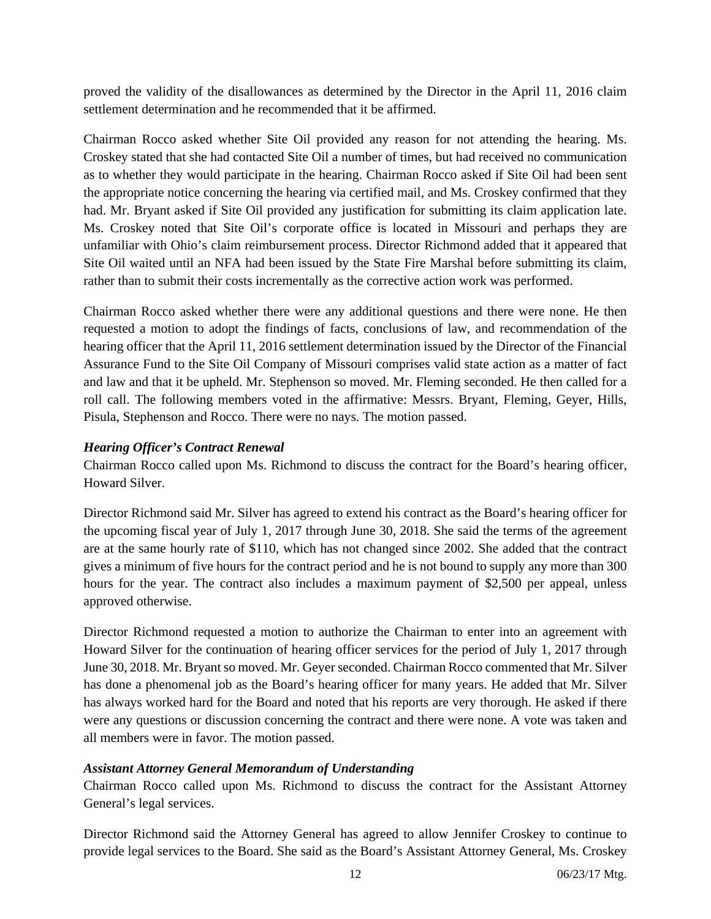proved the validity of the disallowances as determined by the Director in the April 11, 2016 claim settlement determination and he recommended that it be affirmed.

Chairman Rocco asked whether Site Oil provided any reason for not attending the hearing. Ms. Croskey stated that she had contacted Site Oil a number of times, but had received no communication as to whether they would participate in the hearing. Chairman Rocco asked if Site Oil had been sent the appropriate notice concerning the hearing via certified mail, and Ms. Croskey confirmed that they had. Mr. Bryant asked if Site Oil provided any justification for submitting its claim application late. Ms. Croskey noted that Site Oil's corporate office is located in Missouri and perhaps they are unfamiliar with Ohio's claim reimbursement process. Director Richmond added that it appeared that Site Oil waited until an NFA had been issued by the State Fire Marshal before submitting its claim, rather than to submit their costs incrementally as the corrective action work was performed.

Chairman Rocco asked whether there were any additional questions and there were none. He then requested a motion to adopt the findings of facts, conclusions of law, and recommendation of the hearing officer that the April 11, 2016 settlement determination issued by the Director of the Financial Assurance Fund to the Site Oil Company of Missouri comprises valid state action as a matter of fact and law and that it be upheld. Mr. Stephenson so moved. Mr. Fleming seconded. He then called for a roll call. The following members voted in the affirmative: Messrs. Bryant, Fleming, Geyer, Hills, Pisula, Stephenson and Rocco. There were no nays. The motion passed.

### *Hearing Officer's Contract Renewal*

Chairman Rocco called upon Ms. Richmond to discuss the contract for the Board's hearing officer, Howard Silver.

Director Richmond said Mr. Silver has agreed to extend his contract as the Board's hearing officer for the upcoming fiscal year of July 1, 2017 through June 30, 2018. She said the terms of the agreement are at the same hourly rate of $110, which has not changed since 2002. She added that the contract gives a minimum of five hours for the contract period and he is not bound to supply any more than 300 hours for the year. The contract also includes a maximum payment of $2,500 per appeal, unless approved otherwise.

Director Richmond requested a motion to authorize the Chairman to enter into an agreement with Howard Silver for the continuation of hearing officer services for the period of July 1, 2017 through June 30, 2018. Mr. Bryant so moved. Mr. Geyer seconded. Chairman Rocco commented that Mr. Silver has done a phenomenal job as the Board's hearing officer for many years. He added that Mr. Silver has always worked hard for the Board and noted that his reports are very thorough. He asked if there were any questions or discussion concerning the contract and there were none. A vote was taken and all members were in favor. The motion passed.

### *Assistant Attorney General Memorandum of Understanding*

Chairman Rocco called upon Ms. Richmond to discuss the contract for the Assistant Attorney General's legal services.

Director Richmond said the Attorney General has agreed to allow Jennifer Croskey to continue to provide legal services to the Board. She said as the Board's Assistant Attorney General, Ms. Croskey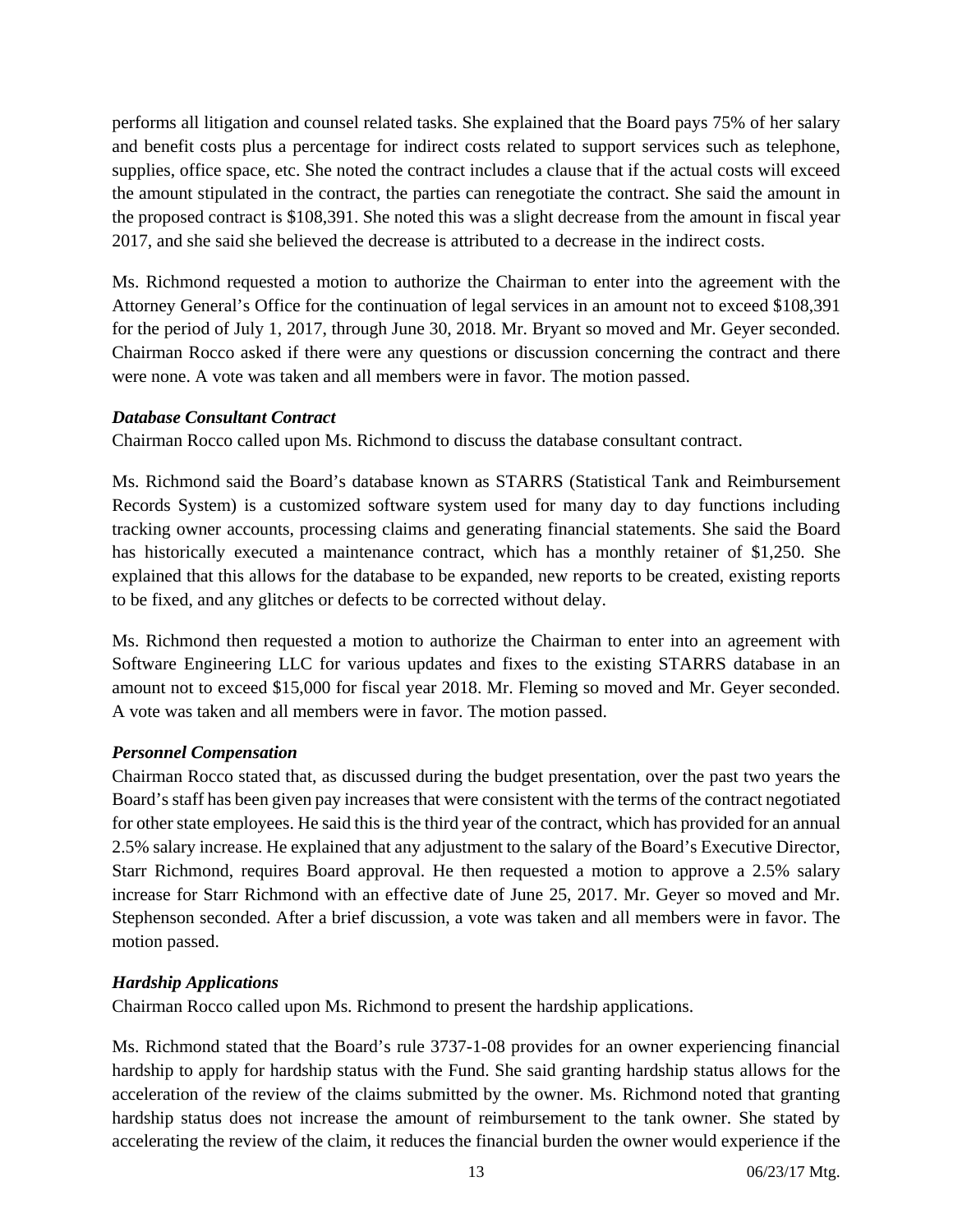performs all litigation and counsel related tasks. She explained that the Board pays 75% of her salary and benefit costs plus a percentage for indirect costs related to support services such as telephone, supplies, office space, etc. She noted the contract includes a clause that if the actual costs will exceed the amount stipulated in the contract, the parties can renegotiate the contract. She said the amount in the proposed contract is $108,391. She noted this was a slight decrease from the amount in fiscal year 2017, and she said she believed the decrease is attributed to a decrease in the indirect costs.

Ms. Richmond requested a motion to authorize the Chairman to enter into the agreement with the Attorney General's Office for the continuation of legal services in an amount not to exceed $108,391 for the period of July 1, 2017, through June 30, 2018. Mr. Bryant so moved and Mr. Geyer seconded. Chairman Rocco asked if there were any questions or discussion concerning the contract and there were none. A vote was taken and all members were in favor. The motion passed.

***Database Consultant Contract***

Chairman Rocco called upon Ms. Richmond to discuss the database consultant contract.

Ms. Richmond said the Board's database known as STARRS (Statistical Tank and Reimbursement Records System) is a customized software system used for many day to day functions including tracking owner accounts, processing claims and generating financial statements. She said the Board has historically executed a maintenance contract, which has a monthly retainer of $1,250. She explained that this allows for the database to be expanded, new reports to be created, existing reports to be fixed, and any glitches or defects to be corrected without delay.

Ms. Richmond then requested a motion to authorize the Chairman to enter into an agreement with Software Engineering LLC for various updates and fixes to the existing STARRS database in an amount not to exceed $15,000 for fiscal year 2018. Mr. Fleming so moved and Mr. Geyer seconded. A vote was taken and all members were in favor. The motion passed.

***Personnel Compensation***

Chairman Rocco stated that, as discussed during the budget presentation, over the past two years the Board's staff has been given pay increases that were consistent with the terms of the contract negotiated for other state employees. He said this is the third year of the contract, which has provided for an annual 2.5% salary increase. He explained that any adjustment to the salary of the Board's Executive Director, Starr Richmond, requires Board approval. He then requested a motion to approve a 2.5% salary increase for Starr Richmond with an effective date of June 25, 2017. Mr. Geyer so moved and Mr. Stephenson seconded. After a brief discussion, a vote was taken and all members were in favor. The motion passed.

***Hardship Applications***

Chairman Rocco called upon Ms. Richmond to present the hardship applications.

Ms. Richmond stated that the Board's rule 3737-1-08 provides for an owner experiencing financial hardship to apply for hardship status with the Fund. She said granting hardship status allows for the acceleration of the review of the claims submitted by the owner. Ms. Richmond noted that granting hardship status does not increase the amount of reimbursement to the tank owner. She stated by accelerating the review of the claim, it reduces the financial burden the owner would experience if the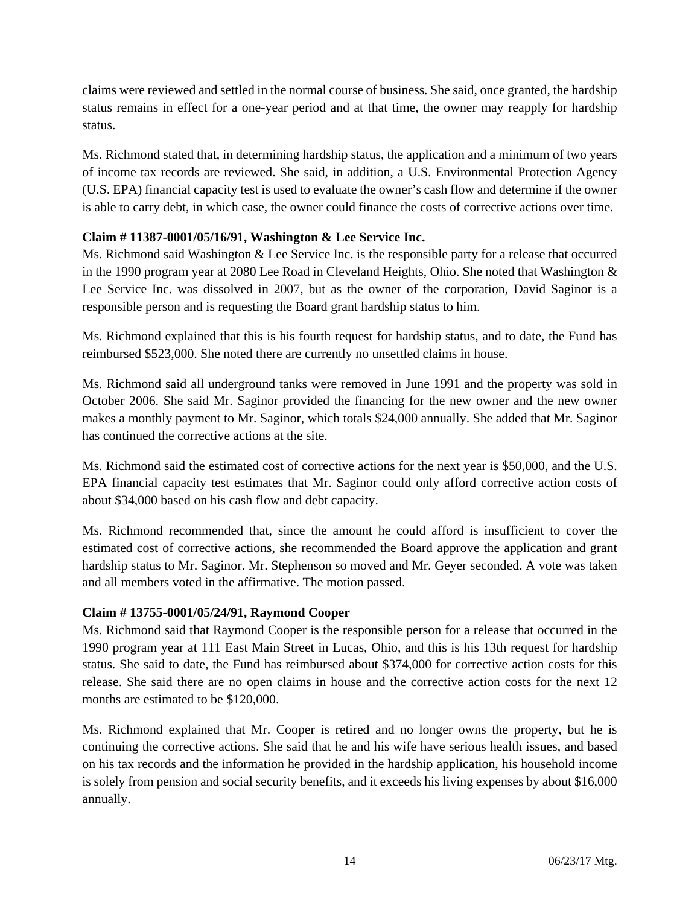claims were reviewed and settled in the normal course of business. She said, once granted, the hardship status remains in effect for a one-year period and at that time, the owner may reapply for hardship status.

Ms. Richmond stated that, in determining hardship status, the application and a minimum of two years of income tax records are reviewed. She said, in addition, a U.S. Environmental Protection Agency (U.S. EPA) financial capacity test is used to evaluate the owner's cash flow and determine if the owner is able to carry debt, in which case, the owner could finance the costs of corrective actions over time.

**Claim # 11387-0001/05/16/91, Washington & Lee Service Inc.**

Ms. Richmond said Washington & Lee Service Inc. is the responsible party for a release that occurred in the 1990 program year at 2080 Lee Road in Cleveland Heights, Ohio. She noted that Washington & Lee Service Inc. was dissolved in 2007, but as the owner of the corporation, David Saginor is a responsible person and is requesting the Board grant hardship status to him.

Ms. Richmond explained that this is his fourth request for hardship status, and to date, the Fund has reimbursed $523,000. She noted there are currently no unsettled claims in house.

Ms. Richmond said all underground tanks were removed in June 1991 and the property was sold in October 2006. She said Mr. Saginor provided the financing for the new owner and the new owner makes a monthly payment to Mr. Saginor, which totals $24,000 annually. She added that Mr. Saginor has continued the corrective actions at the site.

Ms. Richmond said the estimated cost of corrective actions for the next year is $50,000, and the U.S. EPA financial capacity test estimates that Mr. Saginor could only afford corrective action costs of about $34,000 based on his cash flow and debt capacity.

Ms. Richmond recommended that, since the amount he could afford is insufficient to cover the estimated cost of corrective actions, she recommended the Board approve the application and grant hardship status to Mr. Saginor. Mr. Stephenson so moved and Mr. Geyer seconded. A vote was taken and all members voted in the affirmative. The motion passed.

**Claim # 13755-0001/05/24/91, Raymond Cooper**

Ms. Richmond said that Raymond Cooper is the responsible person for a release that occurred in the 1990 program year at 111 East Main Street in Lucas, Ohio, and this is his 13th request for hardship status. She said to date, the Fund has reimbursed about $374,000 for corrective action costs for this release. She said there are no open claims in house and the corrective action costs for the next 12 months are estimated to be $120,000.

Ms. Richmond explained that Mr. Cooper is retired and no longer owns the property, but he is continuing the corrective actions. She said that he and his wife have serious health issues, and based on his tax records and the information he provided in the hardship application, his household income is solely from pension and social security benefits, and it exceeds his living expenses by about $16,000 annually.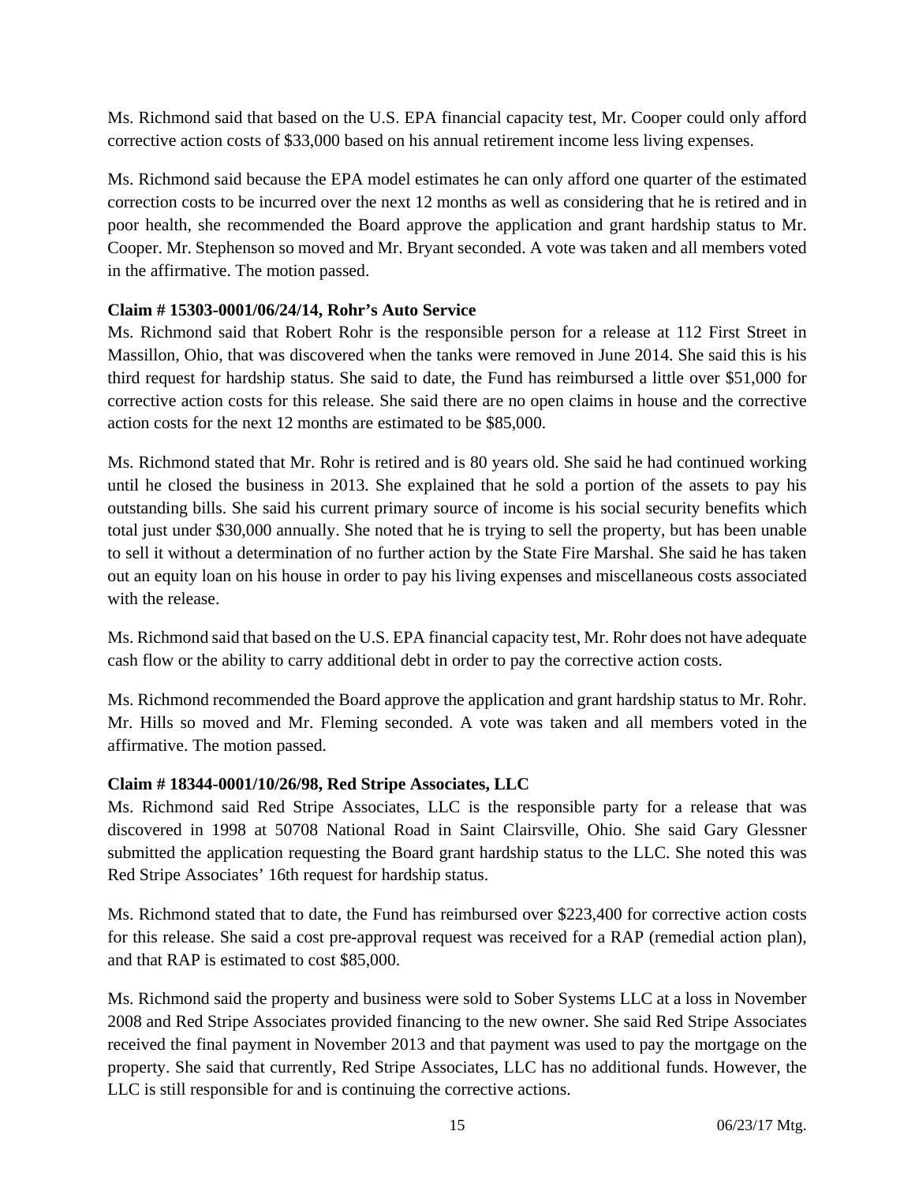Ms. Richmond said that based on the U.S. EPA financial capacity test, Mr. Cooper could only afford corrective action costs of $33,000 based on his annual retirement income less living expenses.

Ms. Richmond said because the EPA model estimates he can only afford one quarter of the estimated correction costs to be incurred over the next 12 months as well as considering that he is retired and in poor health, she recommended the Board approve the application and grant hardship status to Mr. Cooper. Mr. Stephenson so moved and Mr. Bryant seconded. A vote was taken and all members voted in the affirmative. The motion passed.

**Claim # 15303-0001/06/24/14, Rohr's Auto Service**

Ms. Richmond said that Robert Rohr is the responsible person for a release at 112 First Street in Massillon, Ohio, that was discovered when the tanks were removed in June 2014. She said this is his third request for hardship status. She said to date, the Fund has reimbursed a little over $51,000 for corrective action costs for this release. She said there are no open claims in house and the corrective action costs for the next 12 months are estimated to be $85,000.

Ms. Richmond stated that Mr. Rohr is retired and is 80 years old. She said he had continued working until he closed the business in 2013. She explained that he sold a portion of the assets to pay his outstanding bills. She said his current primary source of income is his social security benefits which total just under $30,000 annually. She noted that he is trying to sell the property, but has been unable to sell it without a determination of no further action by the State Fire Marshal. She said he has taken out an equity loan on his house in order to pay his living expenses and miscellaneous costs associated with the release.

Ms. Richmond said that based on the U.S. EPA financial capacity test, Mr. Rohr does not have adequate cash flow or the ability to carry additional debt in order to pay the corrective action costs.

Ms. Richmond recommended the Board approve the application and grant hardship status to Mr. Rohr. Mr. Hills so moved and Mr. Fleming seconded. A vote was taken and all members voted in the affirmative. The motion passed.

**Claim # 18344-0001/10/26/98, Red Stripe Associates, LLC**

Ms. Richmond said Red Stripe Associates, LLC is the responsible party for a release that was discovered in 1998 at 50708 National Road in Saint Clairsville, Ohio. She said Gary Glessner submitted the application requesting the Board grant hardship status to the LLC. She noted this was Red Stripe Associates' 16th request for hardship status.

Ms. Richmond stated that to date, the Fund has reimbursed over $223,400 for corrective action costs for this release. She said a cost pre-approval request was received for a RAP (remedial action plan), and that RAP is estimated to cost $85,000.

Ms. Richmond said the property and business were sold to Sober Systems LLC at a loss in November 2008 and Red Stripe Associates provided financing to the new owner. She said Red Stripe Associates received the final payment in November 2013 and that payment was used to pay the mortgage on the property. She said that currently, Red Stripe Associates, LLC has no additional funds. However, the LLC is still responsible for and is continuing the corrective actions.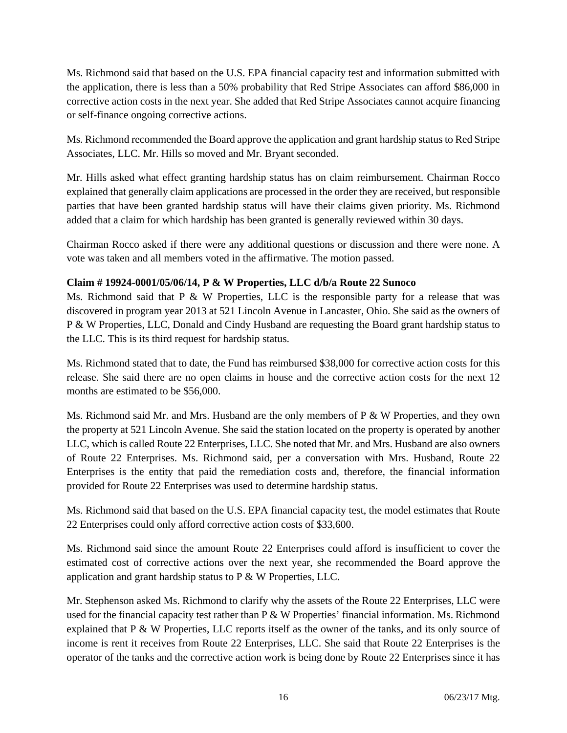Ms. Richmond said that based on the U.S. EPA financial capacity test and information submitted with the application, there is less than a 50% probability that Red Stripe Associates can afford $86,000 in corrective action costs in the next year. She added that Red Stripe Associates cannot acquire financing or self-finance ongoing corrective actions.

Ms. Richmond recommended the Board approve the application and grant hardship status to Red Stripe Associates, LLC. Mr. Hills so moved and Mr. Bryant seconded.

Mr. Hills asked what effect granting hardship status has on claim reimbursement. Chairman Rocco explained that generally claim applications are processed in the order they are received, but responsible parties that have been granted hardship status will have their claims given priority. Ms. Richmond added that a claim for which hardship has been granted is generally reviewed within 30 days.

Chairman Rocco asked if there were any additional questions or discussion and there were none. A vote was taken and all members voted in the affirmative. The motion passed.

**Claim # 19924-0001/05/06/14, P & W Properties, LLC d/b/a Route 22 Sunoco**

Ms. Richmond said that P & W Properties, LLC is the responsible party for a release that was discovered in program year 2013 at 521 Lincoln Avenue in Lancaster, Ohio. She said as the owners of P & W Properties, LLC, Donald and Cindy Husband are requesting the Board grant hardship status to the LLC. This is its third request for hardship status.

Ms. Richmond stated that to date, the Fund has reimbursed $38,000 for corrective action costs for this release. She said there are no open claims in house and the corrective action costs for the next 12 months are estimated to be $56,000.

Ms. Richmond said Mr. and Mrs. Husband are the only members of P & W Properties, and they own the property at 521 Lincoln Avenue. She said the station located on the property is operated by another LLC, which is called Route 22 Enterprises, LLC. She noted that Mr. and Mrs. Husband are also owners of Route 22 Enterprises. Ms. Richmond said, per a conversation with Mrs. Husband, Route 22 Enterprises is the entity that paid the remediation costs and, therefore, the financial information provided for Route 22 Enterprises was used to determine hardship status.

Ms. Richmond said that based on the U.S. EPA financial capacity test, the model estimates that Route 22 Enterprises could only afford corrective action costs of $33,600.

Ms. Richmond said since the amount Route 22 Enterprises could afford is insufficient to cover the estimated cost of corrective actions over the next year, she recommended the Board approve the application and grant hardship status to P & W Properties, LLC.

Mr. Stephenson asked Ms. Richmond to clarify why the assets of the Route 22 Enterprises, LLC were used for the financial capacity test rather than P & W Properties' financial information. Ms. Richmond explained that P & W Properties, LLC reports itself as the owner of the tanks, and its only source of income is rent it receives from Route 22 Enterprises, LLC. She said that Route 22 Enterprises is the operator of the tanks and the corrective action work is being done by Route 22 Enterprises since it has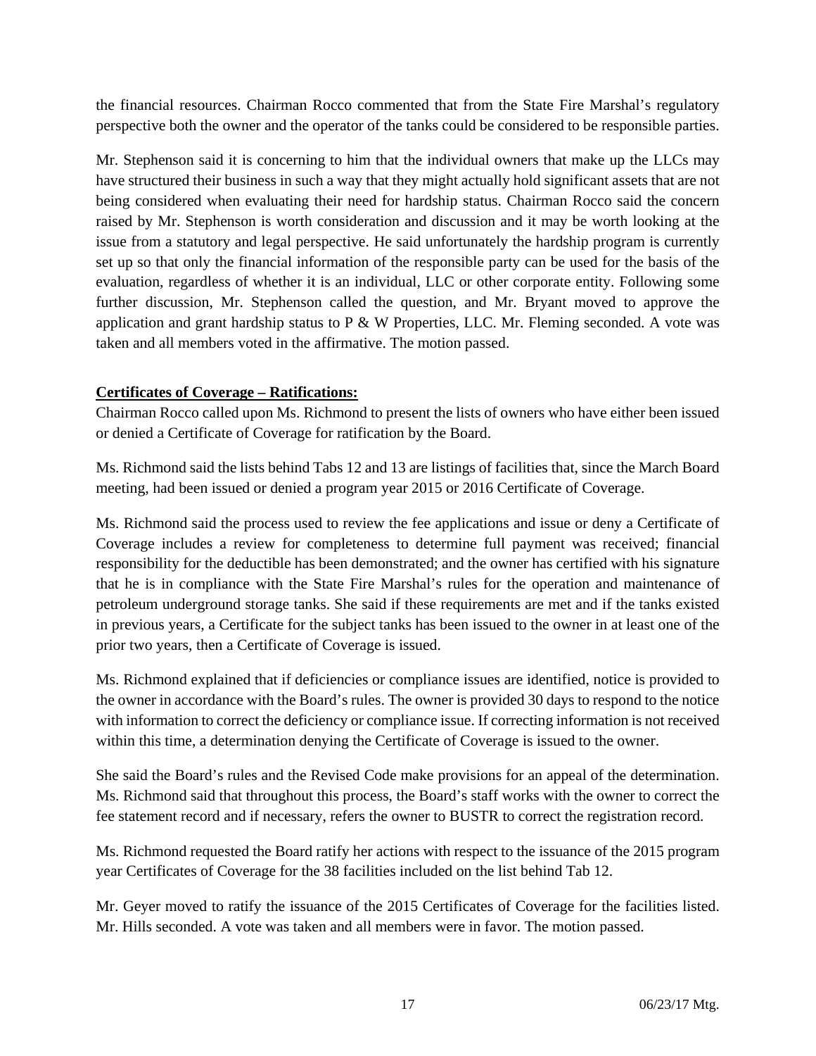the financial resources. Chairman Rocco commented that from the State Fire Marshal's regulatory perspective both the owner and the operator of the tanks could be considered to be responsible parties.

Mr. Stephenson said it is concerning to him that the individual owners that make up the LLCs may have structured their business in such a way that they might actually hold significant assets that are not being considered when evaluating their need for hardship status. Chairman Rocco said the concern raised by Mr. Stephenson is worth consideration and discussion and it may be worth looking at the issue from a statutory and legal perspective. He said unfortunately the hardship program is currently set up so that only the financial information of the responsible party can be used for the basis of the evaluation, regardless of whether it is an individual, LLC or other corporate entity. Following some further discussion, Mr. Stephenson called the question, and Mr. Bryant moved to approve the application and grant hardship status to P & W Properties, LLC. Mr. Fleming seconded. A vote was taken and all members voted in the affirmative. The motion passed.

**Certificates of Coverage – Ratifications:**

Chairman Rocco called upon Ms. Richmond to present the lists of owners who have either been issued or denied a Certificate of Coverage for ratification by the Board.

Ms. Richmond said the lists behind Tabs 12 and 13 are listings of facilities that, since the March Board meeting, had been issued or denied a program year 2015 or 2016 Certificate of Coverage.

Ms. Richmond said the process used to review the fee applications and issue or deny a Certificate of Coverage includes a review for completeness to determine full payment was received; financial responsibility for the deductible has been demonstrated; and the owner has certified with his signature that he is in compliance with the State Fire Marshal's rules for the operation and maintenance of petroleum underground storage tanks. She said if these requirements are met and if the tanks existed in previous years, a Certificate for the subject tanks has been issued to the owner in at least one of the prior two years, then a Certificate of Coverage is issued.

Ms. Richmond explained that if deficiencies or compliance issues are identified, notice is provided to the owner in accordance with the Board's rules. The owner is provided 30 days to respond to the notice with information to correct the deficiency or compliance issue. If correcting information is not received within this time, a determination denying the Certificate of Coverage is issued to the owner.

She said the Board's rules and the Revised Code make provisions for an appeal of the determination. Ms. Richmond said that throughout this process, the Board's staff works with the owner to correct the fee statement record and if necessary, refers the owner to BUSTR to correct the registration record.

Ms. Richmond requested the Board ratify her actions with respect to the issuance of the 2015 program year Certificates of Coverage for the 38 facilities included on the list behind Tab 12.

Mr. Geyer moved to ratify the issuance of the 2015 Certificates of Coverage for the facilities listed. Mr. Hills seconded. A vote was taken and all members were in favor. The motion passed.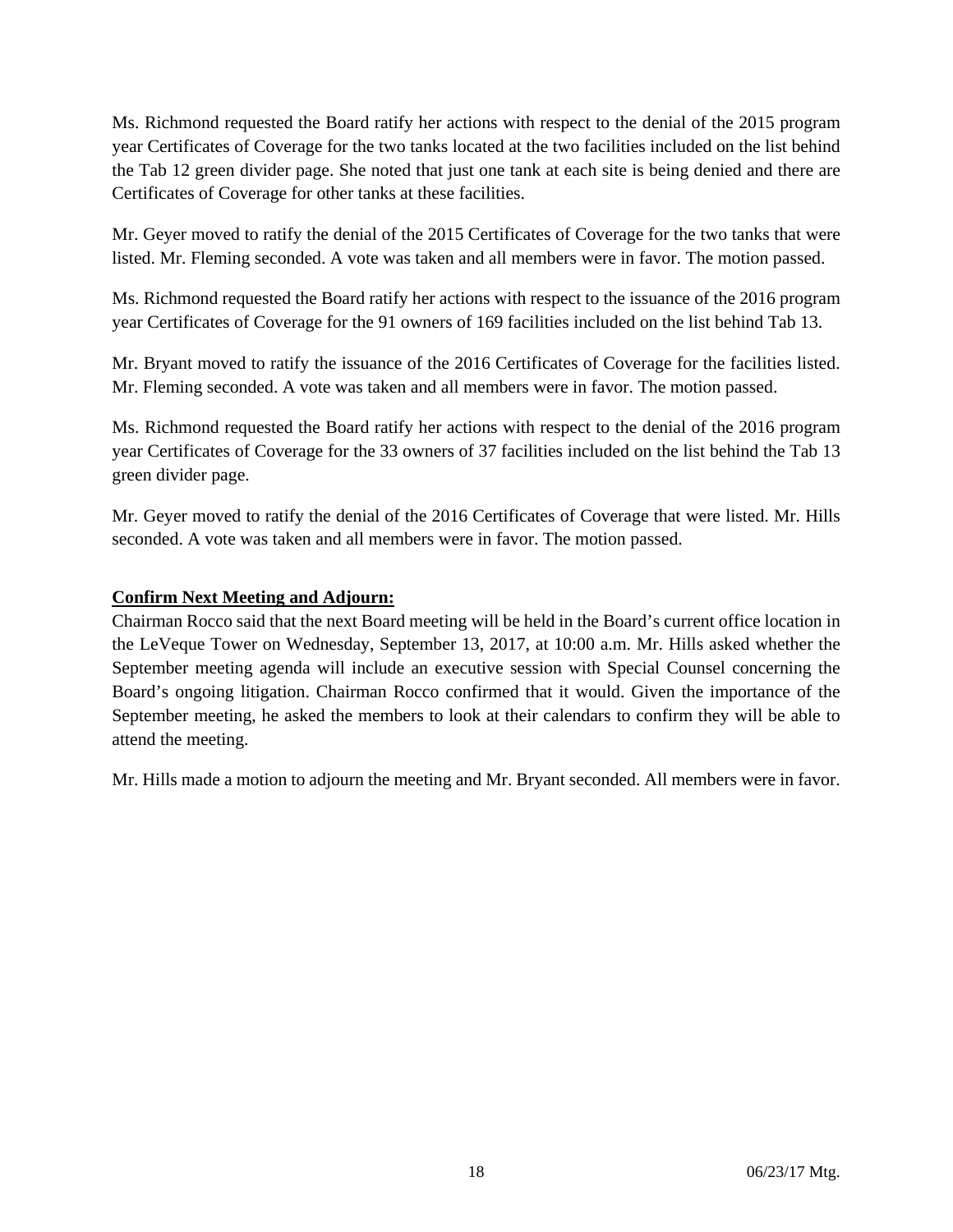Ms. Richmond requested the Board ratify her actions with respect to the denial of the 2015 program year Certificates of Coverage for the two tanks located at the two facilities included on the list behind the Tab 12 green divider page. She noted that just one tank at each site is being denied and there are Certificates of Coverage for other tanks at these facilities.

Mr. Geyer moved to ratify the denial of the 2015 Certificates of Coverage for the two tanks that were listed. Mr. Fleming seconded. A vote was taken and all members were in favor. The motion passed.

Ms. Richmond requested the Board ratify her actions with respect to the issuance of the 2016 program year Certificates of Coverage for the 91 owners of 169 facilities included on the list behind Tab 13.

Mr. Bryant moved to ratify the issuance of the 2016 Certificates of Coverage for the facilities listed. Mr. Fleming seconded. A vote was taken and all members were in favor. The motion passed.

Ms. Richmond requested the Board ratify her actions with respect to the denial of the 2016 program year Certificates of Coverage for the 33 owners of 37 facilities included on the list behind the Tab 13 green divider page.

Mr. Geyer moved to ratify the denial of the 2016 Certificates of Coverage that were listed. Mr. Hills seconded. A vote was taken and all members were in favor. The motion passed.

**Confirm Next Meeting and Adjourn:**

Chairman Rocco said that the next Board meeting will be held in the Board's current office location in the LeVeque Tower on Wednesday, September 13, 2017, at 10:00 a.m. Mr. Hills asked whether the September meeting agenda will include an executive session with Special Counsel concerning the Board's ongoing litigation. Chairman Rocco confirmed that it would. Given the importance of the September meeting, he asked the members to look at their calendars to confirm they will be able to attend the meeting.

Mr. Hills made a motion to adjourn the meeting and Mr. Bryant seconded. All members were in favor.